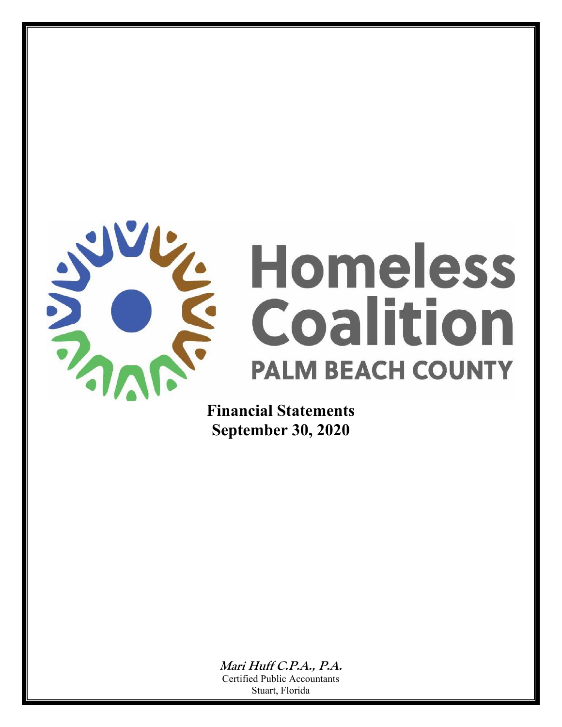# Homeless Coalition

## PALM BEACH COUNTY

**Financial Statements**
**September 30, 2020**

***Mari Huff C.P.A., P.A.***
Certified Public Accountants
Stuart, Florida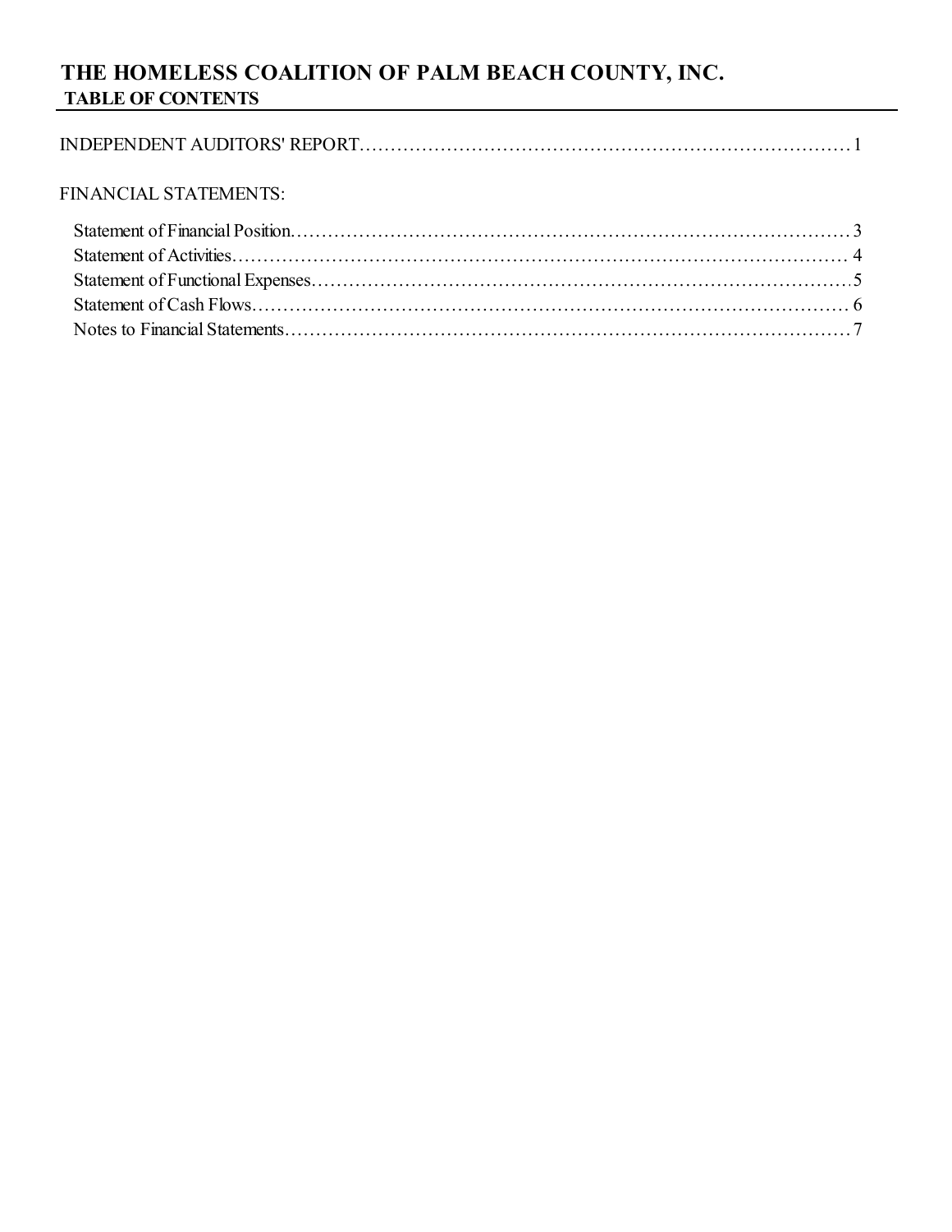# THE HOMELESS COALITION OF PALM BEACH COUNTY, INC.

## TABLE OF CONTENTS

INDEPENDENT AUDITORS' REPORT……………………………………………………………………… 1

FINANCIAL STATEMENTS:

- Statement of Financial Position……………………………………………………………………… 3
- Statement of Activities……………………………………………………………………………… 4
- Statement of Functional Expenses…………………………………………………………………… 5
- Statement of Cash Flows…………………………………………………………………………… 6
- Notes to Financial Statements……………………………………………………………………… 7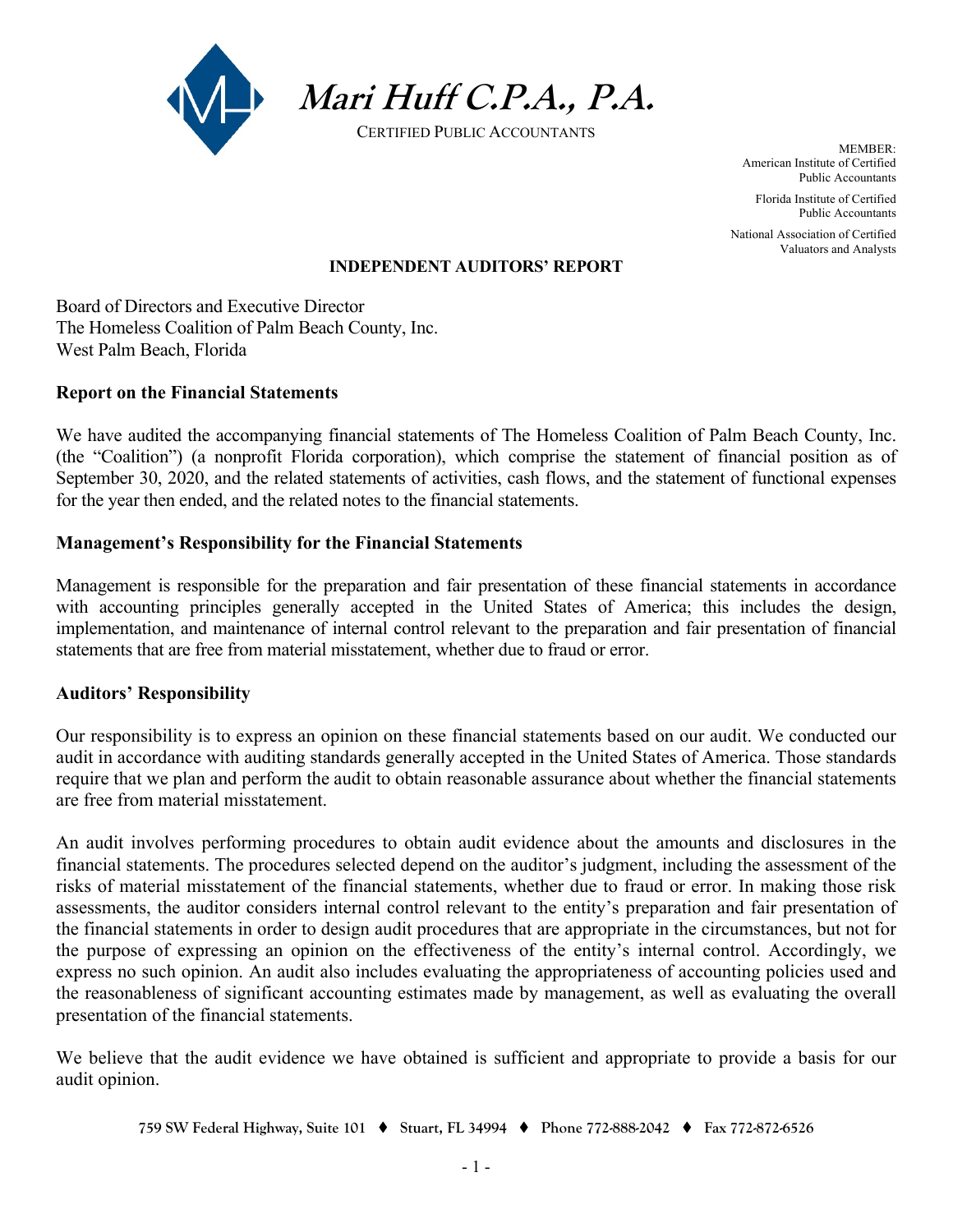# Mari Huff C.P.A., P.A.

CERTIFIED PUBLIC ACCOUNTANTS

MEMBER:
American Institute of Certified Public Accountants

Florida Institute of Certified Public Accountants

National Association of Certified Valuators and Analysts

## INDEPENDENT AUDITORS' REPORT

Board of Directors and Executive Director
The Homeless Coalition of Palm Beach County, Inc.
West Palm Beach, Florida

### Report on the Financial Statements

We have audited the accompanying financial statements of The Homeless Coalition of Palm Beach County, Inc. (the "Coalition") (a nonprofit Florida corporation), which comprise the statement of financial position as of September 30, 2020, and the related statements of activities, cash flows, and the statement of functional expenses for the year then ended, and the related notes to the financial statements.

### Management's Responsibility for the Financial Statements

Management is responsible for the preparation and fair presentation of these financial statements in accordance with accounting principles generally accepted in the United States of America; this includes the design, implementation, and maintenance of internal control relevant to the preparation and fair presentation of financial statements that are free from material misstatement, whether due to fraud or error.

### Auditors' Responsibility

Our responsibility is to express an opinion on these financial statements based on our audit. We conducted our audit in accordance with auditing standards generally accepted in the United States of America. Those standards require that we plan and perform the audit to obtain reasonable assurance about whether the financial statements are free from material misstatement.

An audit involves performing procedures to obtain audit evidence about the amounts and disclosures in the financial statements. The procedures selected depend on the auditor's judgment, including the assessment of the risks of material misstatement of the financial statements, whether due to fraud or error. In making those risk assessments, the auditor considers internal control relevant to the entity's preparation and fair presentation of the financial statements in order to design audit procedures that are appropriate in the circumstances, but not for the purpose of expressing an opinion on the effectiveness of the entity's internal control. Accordingly, we express no such opinion. An audit also includes evaluating the appropriateness of accounting policies used and the reasonableness of significant accounting estimates made by management, as well as evaluating the overall presentation of the financial statements.

We believe that the audit evidence we have obtained is sufficient and appropriate to provide a basis for our audit opinion.

759 SW Federal Highway, Suite 101 ♦ Stuart, FL 34994 ♦ Phone 772-888-2042 ♦ Fax 772-872-6526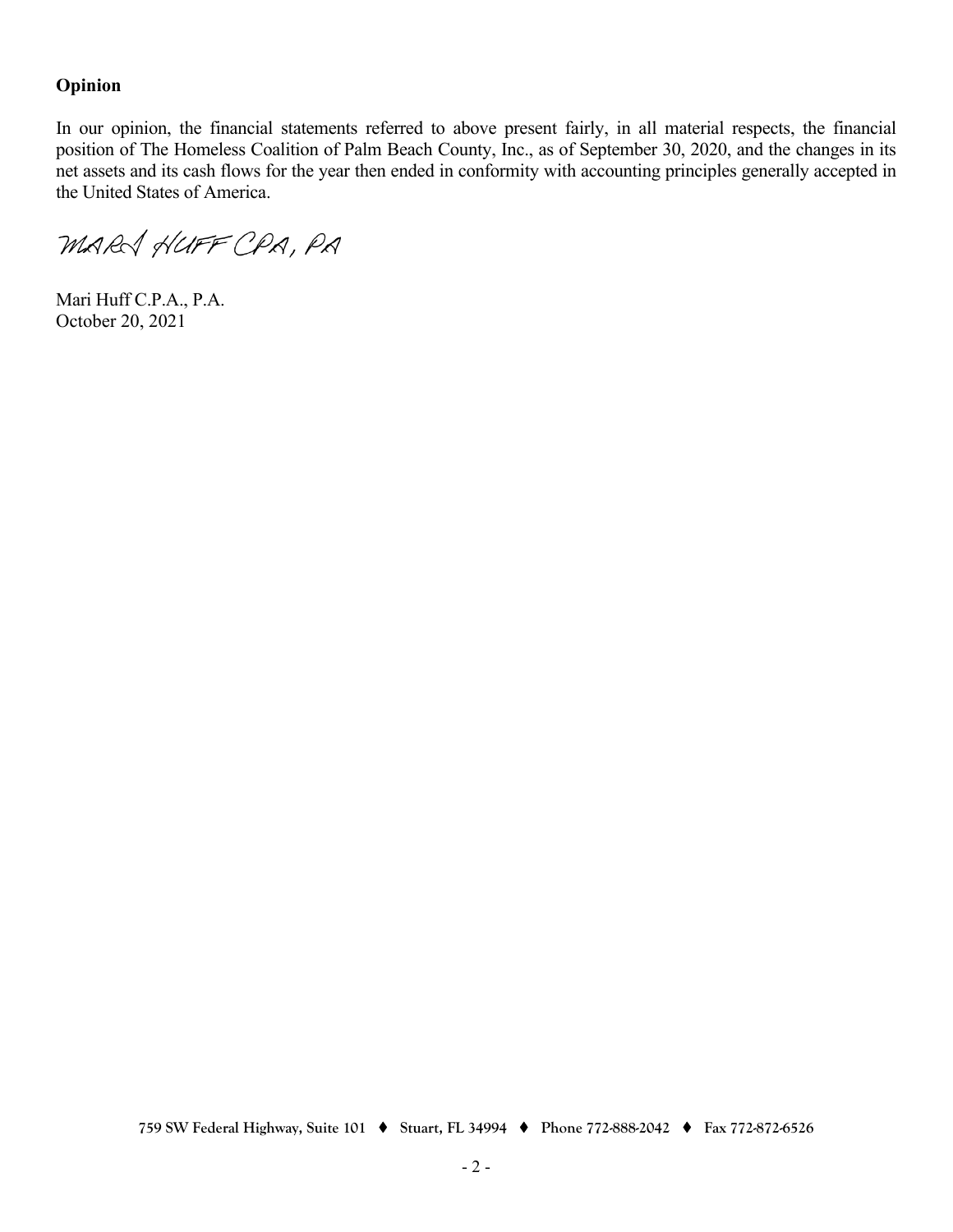**Opinion**

In our opinion, the financial statements referred to above present fairly, in all material respects, the financial position of The Homeless Coalition of Palm Beach County, Inc., as of September 30, 2020, and the changes in its net assets and its cash flows for the year then ended in conformity with accounting principles generally accepted in the United States of America.

MARI HUFF CPA, PA

Mari Huff C.P.A., P.A.
October 20, 2021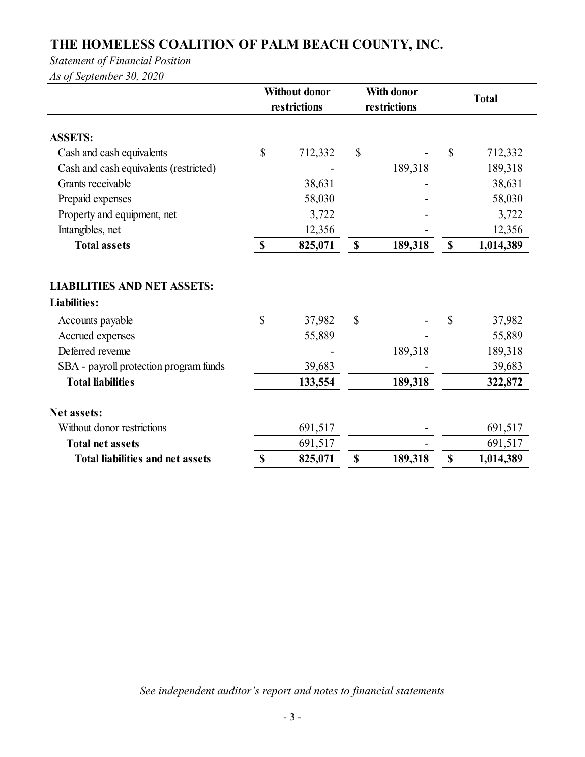# THE HOMELESS COALITION OF PALM BEACH COUNTY, INC.

*Statement of Financial Position*

*As of September 30, 2020*

| | Without donor restrictions | With donor restrictions | Total |
|---|---|---|---|
| **ASSETS:** | | | |
| Cash and cash equivalents | $ 712,332 | $ - | $ 712,332 |
| Cash and cash equivalents (restricted) | - | 189,318 | 189,318 |
| Grants receivable | 38,631 | - | 38,631 |
| Prepaid expenses | 58,030 | - | 58,030 |
| Property and equipment, net | 3,722 | - | 3,722 |
| Intangibles, net | 12,356 | - | 12,356 |
| **Total assets** | **$ 825,071** | **$ 189,318** | **$ 1,014,389** |
| | | | |
| **LIABILITIES AND NET ASSETS:** | | | |
| **Liabilities:** | | | |
| Accounts payable | $ 37,982 | $ - | $ 37,982 |
| Accrued expenses | 55,889 | - | 55,889 |
| Deferred revenue | - | 189,318 | 189,318 |
| SBA - payroll protection program funds | 39,683 | - | 39,683 |
| **Total liabilities** | **133,554** | **189,318** | **322,872** |
| | | | |
| **Net assets:** | | | |
| Without donor restrictions | 691,517 | - | 691,517 |
| **Total net assets** | **691,517** | **-** | **691,517** |
| **Total liabilities and net assets** | **$ 825,071** | **$ 189,318** | **$ 1,014,389** |

*See independent auditor's report and notes to financial statements*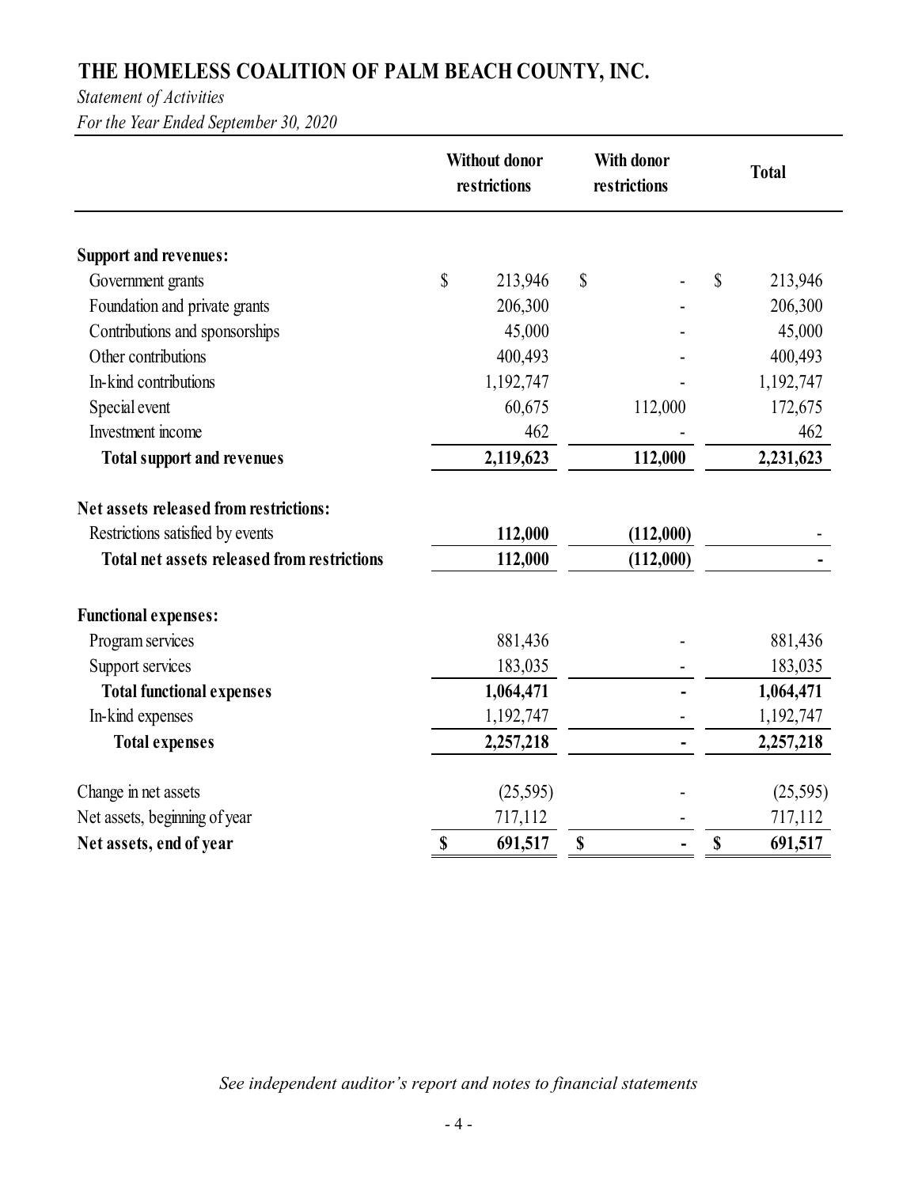# THE HOMELESS COALITION OF PALM BEACH COUNTY, INC.

*Statement of Activities*

*For the Year Ended September 30, 2020*

| | Without donor restrictions | With donor restrictions | Total |
|---|---|---|---|
| **Support and revenues:** | | | |
| Government grants | $ 213,946 | $ - | $ 213,946 |
| Foundation and private grants | 206,300 | - | 206,300 |
| Contributions and sponsorships | 45,000 | - | 45,000 |
| Other contributions | 400,493 | - | 400,493 |
| In-kind contributions | 1,192,747 | - | 1,192,747 |
| Special event | 60,675 | 112,000 | 172,675 |
| Investment income | 462 | - | 462 |
| **Total support and revenues** | **2,119,623** | **112,000** | **2,231,623** |
| **Net assets released from restrictions:** | | | |
| Restrictions satisfied by events | **112,000** | **(112,000)** | - |
| **Total net assets released from restrictions** | **112,000** | **(112,000)** | **-** |
| **Functional expenses:** | | | |
| Program services | 881,436 | - | 881,436 |
| Support services | 183,035 | - | 183,035 |
| **Total functional expenses** | **1,064,471** | **-** | **1,064,471** |
| In-kind expenses | 1,192,747 | - | 1,192,747 |
| **Total expenses** | **2,257,218** | **-** | **2,257,218** |
| Change in net assets | (25,595) | - | (25,595) |
| Net assets, beginning of year | 717,112 | - | 717,112 |
| **Net assets, end of year** | **$ 691,517** | **$ -** | **$ 691,517** |

*See independent auditor's report and notes to financial statements*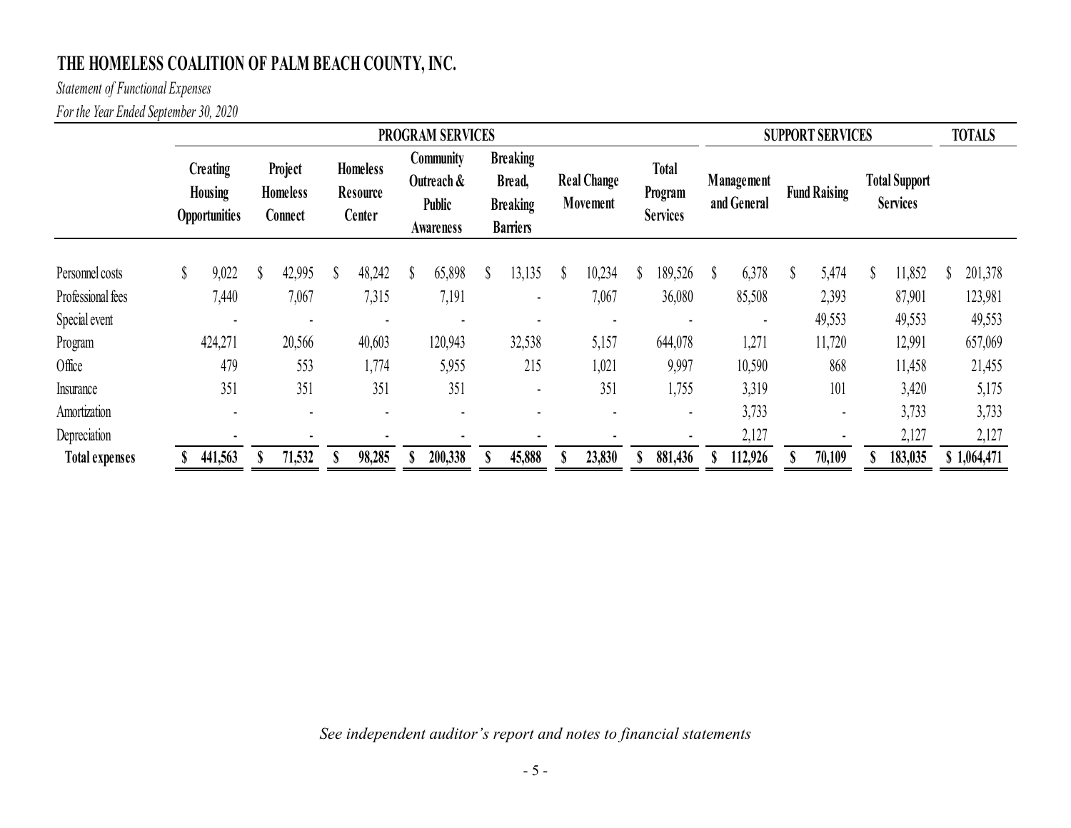# THE HOMELESS COALITION OF PALM BEACH COUNTY, INC.

*Statement of Functional Expenses*

*For the Year Ended September 30, 2020*

| | PROGRAM SERVICES | | | | | | | SUPPORT SERVICES | | | TOTALS |
|---|---|---|---|---|---|---|---|---|---|---|---|
| | Creating Housing Opportunities | Project Homeless Connect | Homeless Resource Center | Community Outreach & Public Awareness | Breaking Bread, Breaking Barriers | Real Change Movement | Total Program Services | Management and General | Fund Raising | Total Support Services | |
| Personnel costs | $ 9,022 | $ 42,995 | $ 48,242 | $ 65,898 | $ 13,135 | $ 10,234 | $ 189,526 | $ 6,378 | $ 5,474 | $ 11,852 | $ 201,378 |
| Professional fees | 7,440 | 7,067 | 7,315 | 7,191 | - | 7,067 | 36,080 | 85,508 | 2,393 | 87,901 | 123,981 |
| Special event | - | - | - | - | - | - | - | - | 49,553 | 49,553 | 49,553 |
| Program | 424,271 | 20,566 | 40,603 | 120,943 | 32,538 | 5,157 | 644,078 | 1,271 | 11,720 | 12,991 | 657,069 |
| Office | 479 | 553 | 1,774 | 5,955 | 215 | 1,021 | 9,997 | 10,590 | 868 | 11,458 | 21,455 |
| Insurance | 351 | 351 | 351 | 351 | - | 351 | 1,755 | 3,319 | 101 | 3,420 | 5,175 |
| Amortization | - | - | - | - | - | - | - | 3,733 | - | 3,733 | 3,733 |
| Depreciation | - | - | - | - | - | - | - | 2,127 | - | 2,127 | 2,127 |
| **Total expenses** | **$ 441,563** | **$ 71,532** | **$ 98,285** | **$ 200,338** | **$ 45,888** | **$ 23,830** | **$ 881,436** | **$ 112,926** | **$ 70,109** | **$ 183,035** | **$ 1,064,471** |

*See independent auditor's report and notes to financial statements*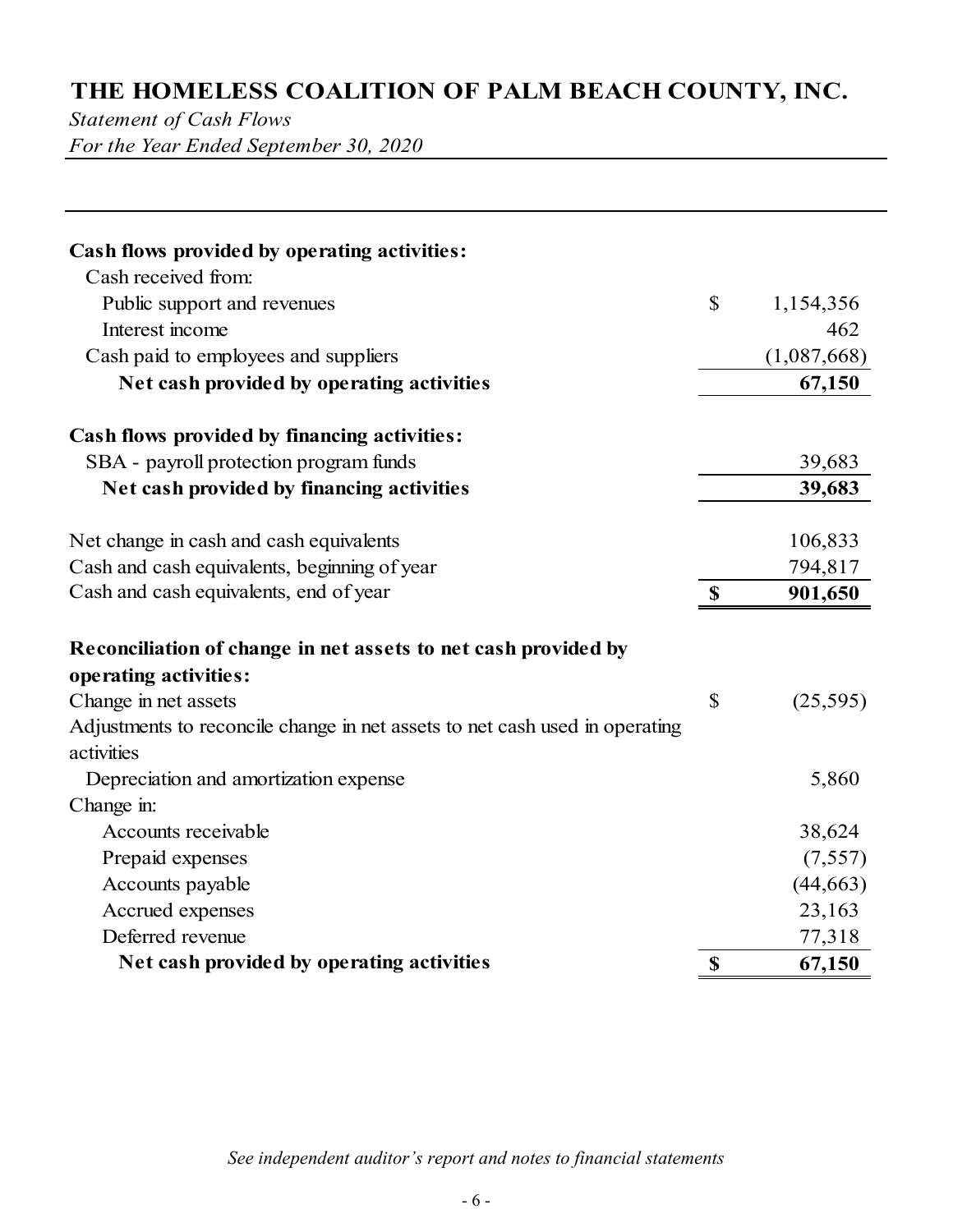# THE HOMELESS COALITION OF PALM BEACH COUNTY, INC.

*Statement of Cash Flows*
*For the Year Ended September 30, 2020*

| | | |
|---|---|---|
| **Cash flows provided by operating activities:** | | |
| Cash received from: | | |
| Public support and revenues | $ | 1,154,356 |
| Interest income | | 462 |
| Cash paid to employees and suppliers | | (1,087,668) |
| **Net cash provided by operating activities** | | **67,150** |
| | | |
| **Cash flows provided by financing activities:** | | |
| SBA - payroll protection program funds | | 39,683 |
| **Net cash provided by financing activities** | | **39,683** |
| | | |
| Net change in cash and cash equivalents | | 106,833 |
| Cash and cash equivalents, beginning of year | | 794,817 |
| Cash and cash equivalents, end of year | **$** | **901,650** |
| | | |
| **Reconciliation of change in net assets to net cash provided by operating activities:** | | |
| Change in net assets | $ | (25,595) |
| Adjustments to reconcile change in net assets to net cash used in operating activities | | |
| Depreciation and amortization expense | | 5,860 |
| Change in: | | |
| Accounts receivable | | 38,624 |
| Prepaid expenses | | (7,557) |
| Accounts payable | | (44,663) |
| Accrued expenses | | 23,163 |
| Deferred revenue | | 77,318 |
| **Net cash provided by operating activities** | **$** | **67,150** |

*See independent auditor's report and notes to financial statements*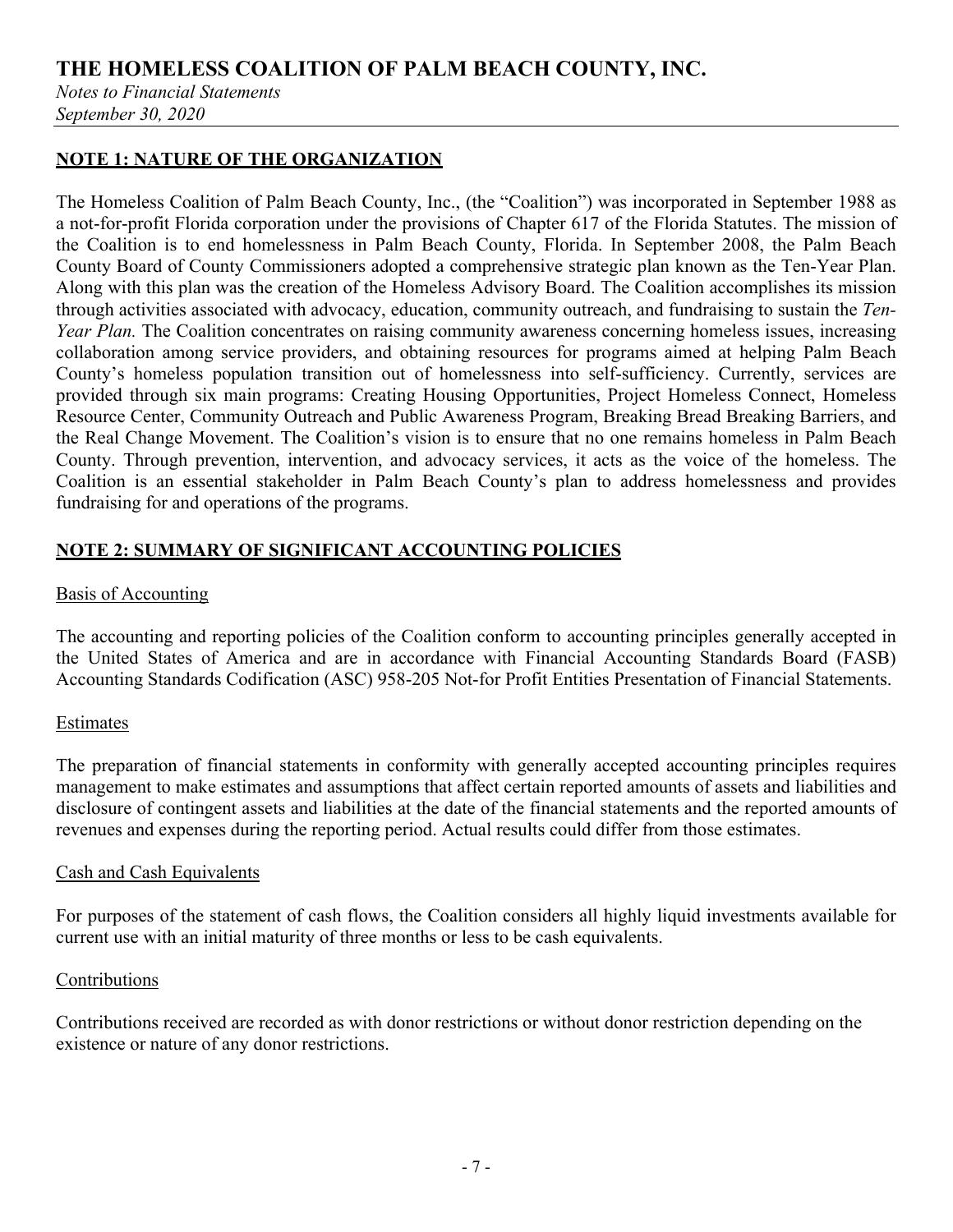# THE HOMELESS COALITION OF PALM BEACH COUNTY, INC.

*Notes to Financial Statements*
*September 30, 2020*

## NOTE 1: NATURE OF THE ORGANIZATION

The Homeless Coalition of Palm Beach County, Inc., (the "Coalition") was incorporated in September 1988 as a not-for-profit Florida corporation under the provisions of Chapter 617 of the Florida Statutes. The mission of the Coalition is to end homelessness in Palm Beach County, Florida. In September 2008, the Palm Beach County Board of County Commissioners adopted a comprehensive strategic plan known as the Ten-Year Plan. Along with this plan was the creation of the Homeless Advisory Board. The Coalition accomplishes its mission through activities associated with advocacy, education, community outreach, and fundraising to sustain the *Ten-Year Plan.* The Coalition concentrates on raising community awareness concerning homeless issues, increasing collaboration among service providers, and obtaining resources for programs aimed at helping Palm Beach County's homeless population transition out of homelessness into self-sufficiency. Currently, services are provided through six main programs: Creating Housing Opportunities, Project Homeless Connect, Homeless Resource Center, Community Outreach and Public Awareness Program, Breaking Bread Breaking Barriers, and the Real Change Movement. The Coalition's vision is to ensure that no one remains homeless in Palm Beach County. Through prevention, intervention, and advocacy services, it acts as the voice of the homeless. The Coalition is an essential stakeholder in Palm Beach County's plan to address homelessness and provides fundraising for and operations of the programs.

## NOTE 2: SUMMARY OF SIGNIFICANT ACCOUNTING POLICIES

### Basis of Accounting

The accounting and reporting policies of the Coalition conform to accounting principles generally accepted in the United States of America and are in accordance with Financial Accounting Standards Board (FASB) Accounting Standards Codification (ASC) 958-205 Not-for Profit Entities Presentation of Financial Statements.

### Estimates

The preparation of financial statements in conformity with generally accepted accounting principles requires management to make estimates and assumptions that affect certain reported amounts of assets and liabilities and disclosure of contingent assets and liabilities at the date of the financial statements and the reported amounts of revenues and expenses during the reporting period. Actual results could differ from those estimates.

### Cash and Cash Equivalents

For purposes of the statement of cash flows, the Coalition considers all highly liquid investments available for current use with an initial maturity of three months or less to be cash equivalents.

### Contributions

Contributions received are recorded as with donor restrictions or without donor restriction depending on the existence or nature of any donor restrictions.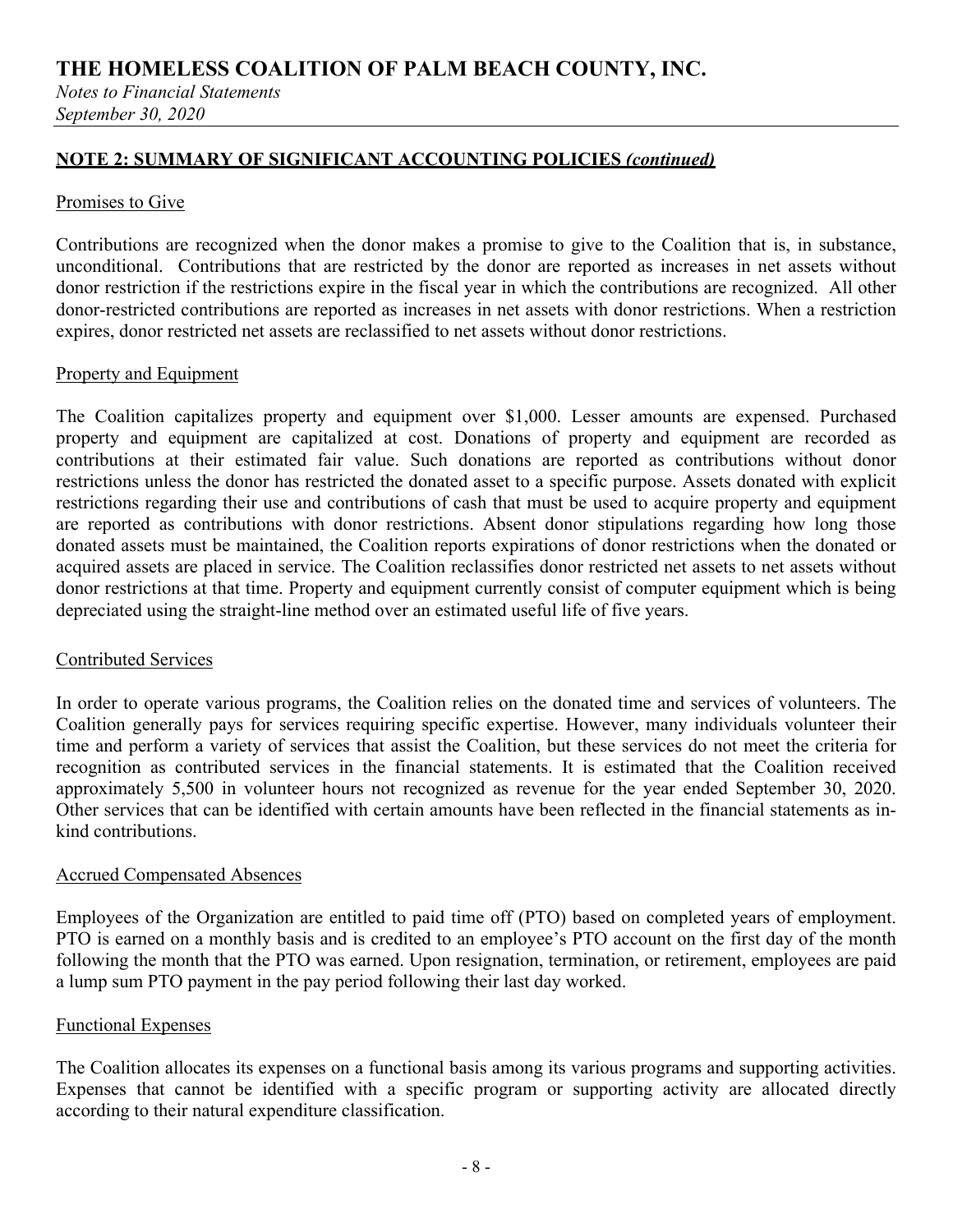## NOTE 2: SUMMARY OF SIGNIFICANT ACCOUNTING POLICIES *(continued)*

### Promises to Give

Contributions are recognized when the donor makes a promise to give to the Coalition that is, in substance, unconditional. Contributions that are restricted by the donor are reported as increases in net assets without donor restriction if the restrictions expire in the fiscal year in which the contributions are recognized. All other donor-restricted contributions are reported as increases in net assets with donor restrictions. When a restriction expires, donor restricted net assets are reclassified to net assets without donor restrictions.

### Property and Equipment

The Coalition capitalizes property and equipment over $1,000. Lesser amounts are expensed. Purchased property and equipment are capitalized at cost. Donations of property and equipment are recorded as contributions at their estimated fair value. Such donations are reported as contributions without donor restrictions unless the donor has restricted the donated asset to a specific purpose. Assets donated with explicit restrictions regarding their use and contributions of cash that must be used to acquire property and equipment are reported as contributions with donor restrictions. Absent donor stipulations regarding how long those donated assets must be maintained, the Coalition reports expirations of donor restrictions when the donated or acquired assets are placed in service. The Coalition reclassifies donor restricted net assets to net assets without donor restrictions at that time. Property and equipment currently consist of computer equipment which is being depreciated using the straight-line method over an estimated useful life of five years.

### Contributed Services

In order to operate various programs, the Coalition relies on the donated time and services of volunteers. The Coalition generally pays for services requiring specific expertise. However, many individuals volunteer their time and perform a variety of services that assist the Coalition, but these services do not meet the criteria for recognition as contributed services in the financial statements. It is estimated that the Coalition received approximately 5,500 in volunteer hours not recognized as revenue for the year ended September 30, 2020. Other services that can be identified with certain amounts have been reflected in the financial statements as in-kind contributions.

### Accrued Compensated Absences

Employees of the Organization are entitled to paid time off (PTO) based on completed years of employment. PTO is earned on a monthly basis and is credited to an employee's PTO account on the first day of the month following the month that the PTO was earned. Upon resignation, termination, or retirement, employees are paid a lump sum PTO payment in the pay period following their last day worked.

### Functional Expenses

The Coalition allocates its expenses on a functional basis among its various programs and supporting activities. Expenses that cannot be identified with a specific program or supporting activity are allocated directly according to their natural expenditure classification.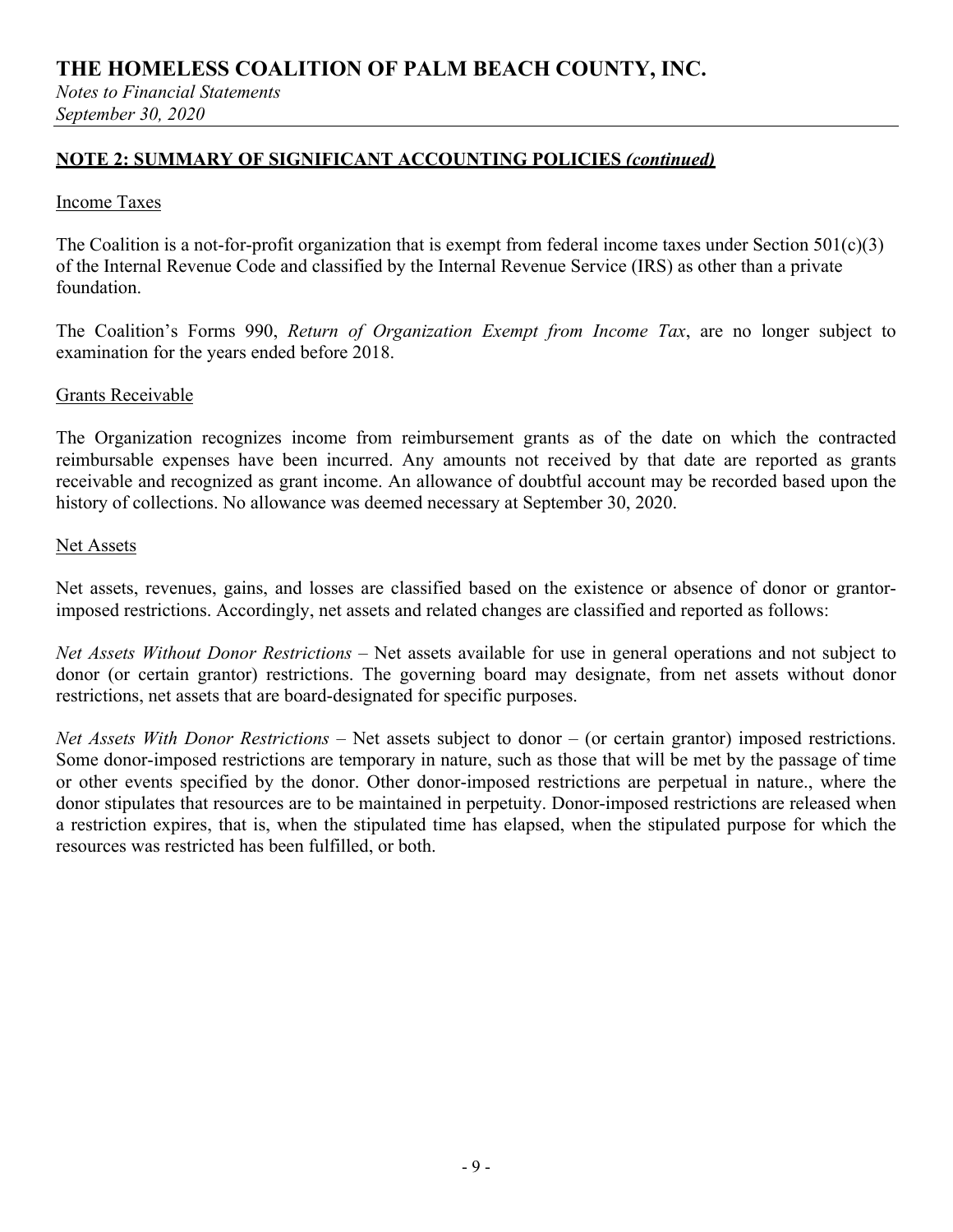## NOTE 2: SUMMARY OF SIGNIFICANT ACCOUNTING POLICIES *(continued)*

Income Taxes

The Coalition is a not-for-profit organization that is exempt from federal income taxes under Section 501(c)(3) of the Internal Revenue Code and classified by the Internal Revenue Service (IRS) as other than a private foundation.

The Coalition's Forms 990, *Return of Organization Exempt from Income Tax*, are no longer subject to examination for the years ended before 2018.

Grants Receivable

The Organization recognizes income from reimbursement grants as of the date on which the contracted reimbursable expenses have been incurred. Any amounts not received by that date are reported as grants receivable and recognized as grant income. An allowance of doubtful account may be recorded based upon the history of collections. No allowance was deemed necessary at September 30, 2020.

Net Assets

Net assets, revenues, gains, and losses are classified based on the existence or absence of donor or grantor-imposed restrictions. Accordingly, net assets and related changes are classified and reported as follows:

*Net Assets Without Donor Restrictions* – Net assets available for use in general operations and not subject to donor (or certain grantor) restrictions. The governing board may designate, from net assets without donor restrictions, net assets that are board-designated for specific purposes.

*Net Assets With Donor Restrictions* – Net assets subject to donor – (or certain grantor) imposed restrictions. Some donor-imposed restrictions are temporary in nature, such as those that will be met by the passage of time or other events specified by the donor. Other donor-imposed restrictions are perpetual in nature., where the donor stipulates that resources are to be maintained in perpetuity. Donor-imposed restrictions are released when a restriction expires, that is, when the stipulated time has elapsed, when the stipulated purpose for which the resources was restricted has been fulfilled, or both.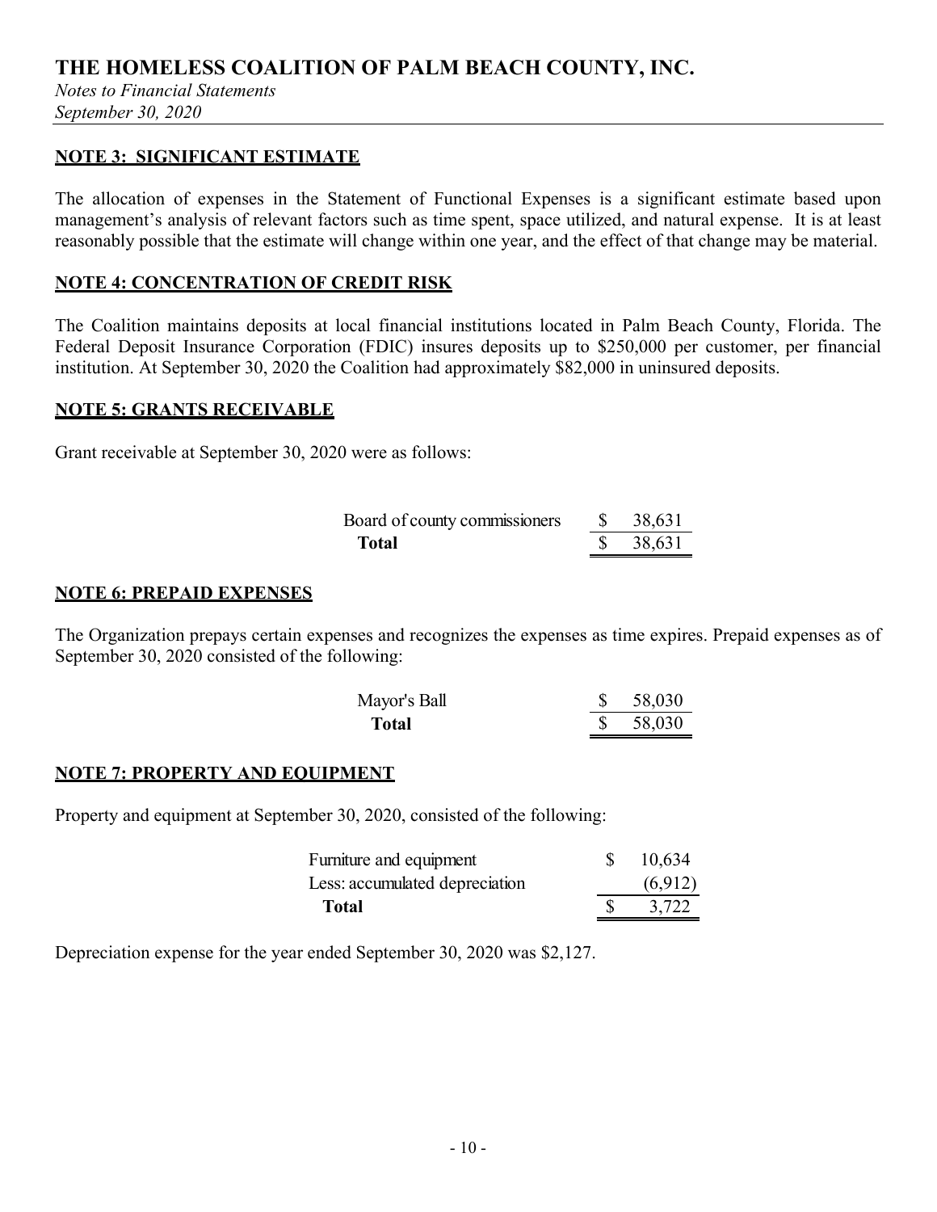# THE HOMELESS COALITION OF PALM BEACH COUNTY, INC.

*Notes to Financial Statements*
*September 30, 2020*

## NOTE 3: SIGNIFICANT ESTIMATE

The allocation of expenses in the Statement of Functional Expenses is a significant estimate based upon management's analysis of relevant factors such as time spent, space utilized, and natural expense. It is at least reasonably possible that the estimate will change within one year, and the effect of that change may be material.

## NOTE 4: CONCENTRATION OF CREDIT RISK

The Coalition maintains deposits at local financial institutions located in Palm Beach County, Florida. The Federal Deposit Insurance Corporation (FDIC) insures deposits up to $250,000 per customer, per financial institution. At September 30, 2020 the Coalition had approximately $82,000 in uninsured deposits.

## NOTE 5: GRANTS RECEIVABLE

Grant receivable at September 30, 2020 were as follows:

| | |
|---|---|
| Board of county commissioners | $ 38,631 |
| **Total** | $ 38,631 |

## NOTE 6: PREPAID EXPENSES

The Organization prepays certain expenses and recognizes the expenses as time expires. Prepaid expenses as of September 30, 2020 consisted of the following:

| | |
|---|---|
| Mayor's Ball | $ 58,030 |
| **Total** | $ 58,030 |

## NOTE 7: PROPERTY AND EQUIPMENT

Property and equipment at September 30, 2020, consisted of the following:

| | |
|---|---|
| Furniture and equipment | $ 10,634 |
| Less: accumulated depreciation | (6,912) |
| **Total** | $ 3,722 |

Depreciation expense for the year ended September 30, 2020 was $2,127.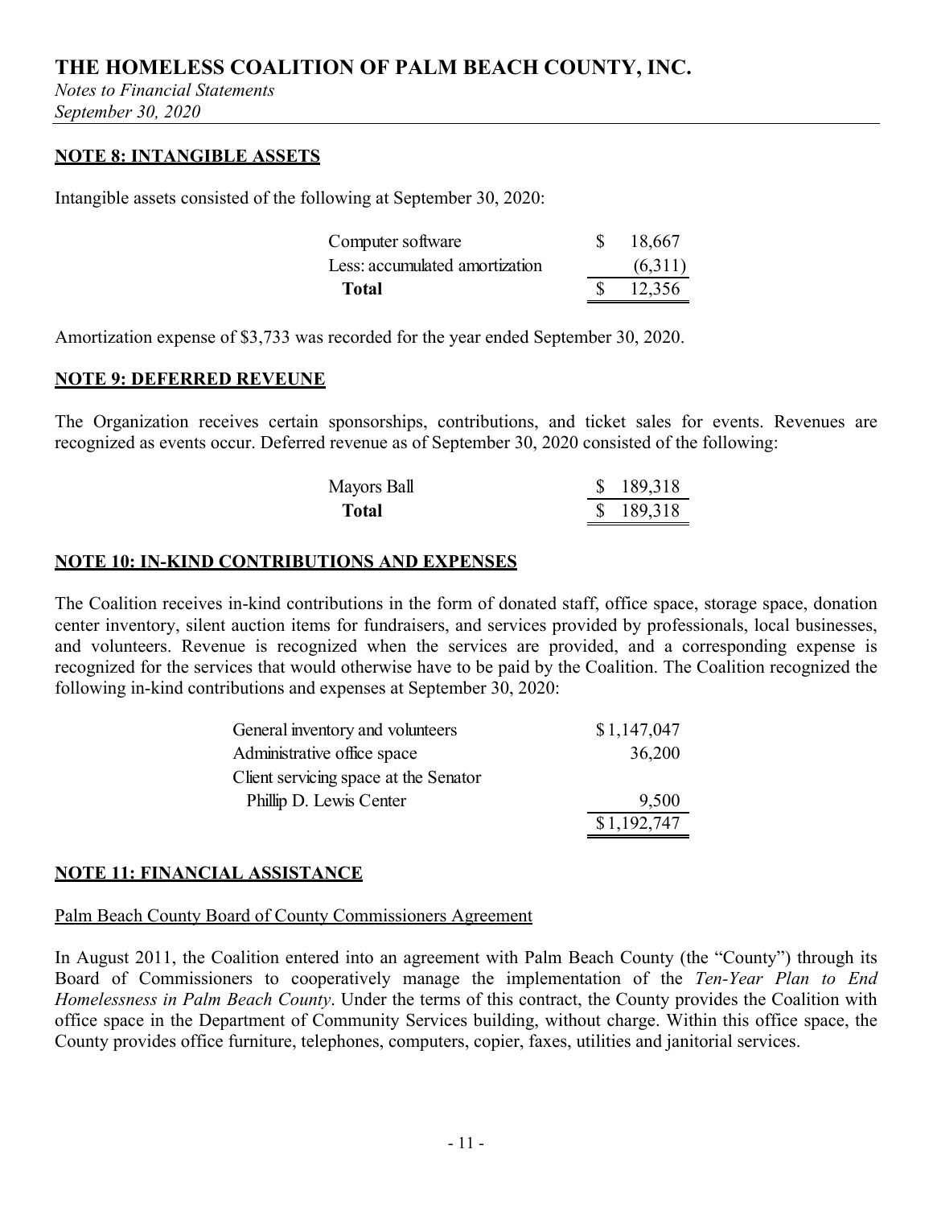## NOTE 8: INTANGIBLE ASSETS

Intangible assets consisted of the following at September 30, 2020:

| | |
|---|---|
| Computer software | $ 18,667 |
| Less: accumulated amortization | (6,311) |
| **Total** | $ 12,356 |

Amortization expense of $3,733 was recorded for the year ended September 30, 2020.

## NOTE 9: DEFERRED REVEUNE

The Organization receives certain sponsorships, contributions, and ticket sales for events. Revenues are recognized as events occur. Deferred revenue as of September 30, 2020 consisted of the following:

| | |
|---|---|
| Mayors Ball | $ 189,318 |
| **Total** | $ 189,318 |

## NOTE 10: IN-KIND CONTRIBUTIONS AND EXPENSES

The Coalition receives in-kind contributions in the form of donated staff, office space, storage space, donation center inventory, silent auction items for fundraisers, and services provided by professionals, local businesses, and volunteers. Revenue is recognized when the services are provided, and a corresponding expense is recognized for the services that would otherwise have to be paid by the Coalition. The Coalition recognized the following in-kind contributions and expenses at September 30, 2020:

| | |
|---|---|
| General inventory and volunteers | $ 1,147,047 |
| Administrative office space | 36,200 |
| Client servicing space at the Senator Phillip D. Lewis Center | 9,500 |
| | $ 1,192,747 |

## NOTE 11: FINANCIAL ASSISTANCE

Palm Beach County Board of County Commissioners Agreement

In August 2011, the Coalition entered into an agreement with Palm Beach County (the "County") through its Board of Commissioners to cooperatively manage the implementation of the *Ten-Year Plan to End Homelessness in Palm Beach County*. Under the terms of this contract, the County provides the Coalition with office space in the Department of Community Services building, without charge. Within this office space, the County provides office furniture, telephones, computers, copier, faxes, utilities and janitorial services.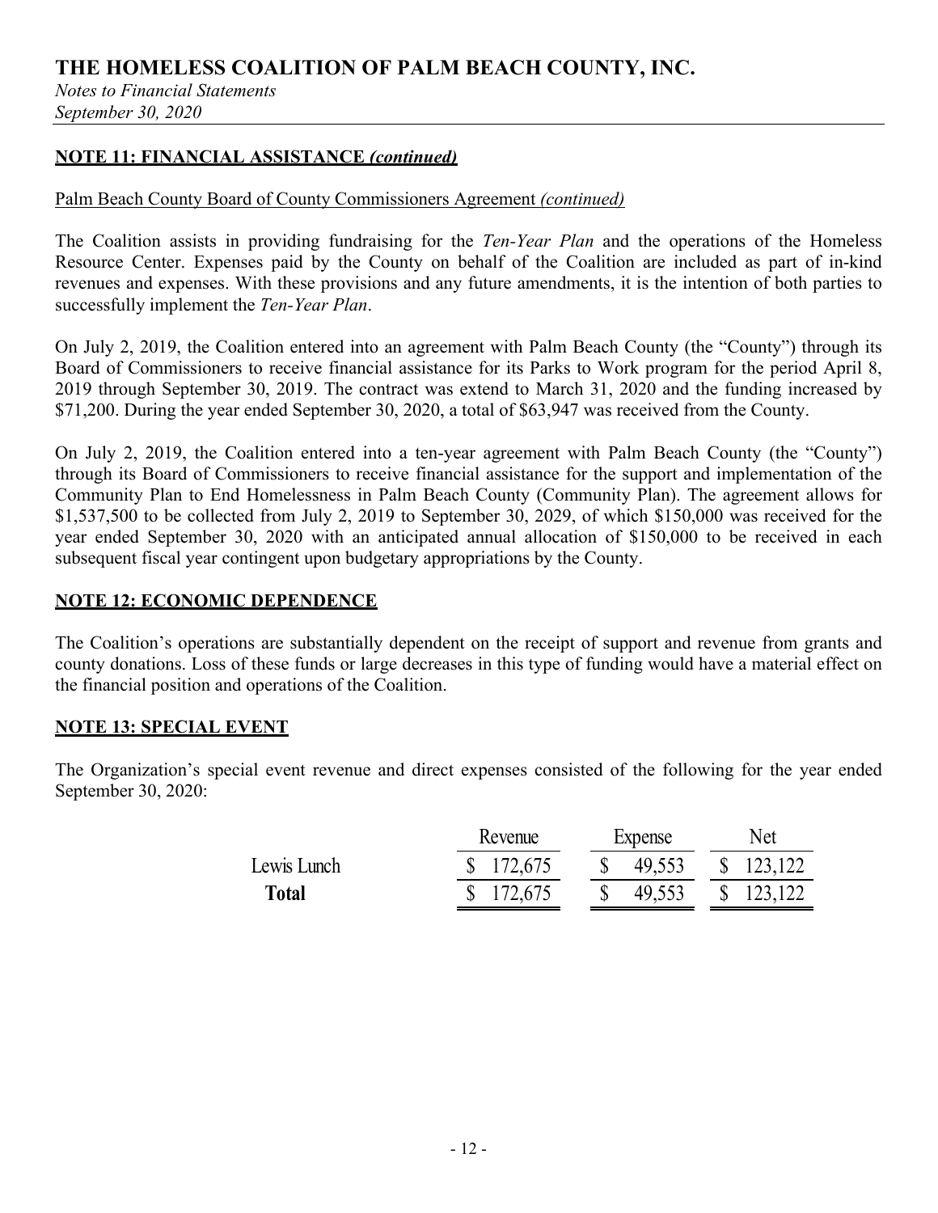## NOTE 11: FINANCIAL ASSISTANCE *(continued)*

Palm Beach County Board of County Commissioners Agreement *(continued)*

The Coalition assists in providing fundraising for the *Ten-Year Plan* and the operations of the Homeless Resource Center. Expenses paid by the County on behalf of the Coalition are included as part of in-kind revenues and expenses. With these provisions and any future amendments, it is the intention of both parties to successfully implement the *Ten-Year Plan*.

On July 2, 2019, the Coalition entered into an agreement with Palm Beach County (the "County") through its Board of Commissioners to receive financial assistance for its Parks to Work program for the period April 8, 2019 through September 30, 2019. The contract was extend to March 31, 2020 and the funding increased by $71,200. During the year ended September 30, 2020, a total of $63,947 was received from the County.

On July 2, 2019, the Coalition entered into a ten-year agreement with Palm Beach County (the "County") through its Board of Commissioners to receive financial assistance for the support and implementation of the Community Plan to End Homelessness in Palm Beach County (Community Plan). The agreement allows for $1,537,500 to be collected from July 2, 2019 to September 30, 2029, of which $150,000 was received for the year ended September 30, 2020 with an anticipated annual allocation of $150,000 to be received in each subsequent fiscal year contingent upon budgetary appropriations by the County.

## NOTE 12: ECONOMIC DEPENDENCE

The Coalition's operations are substantially dependent on the receipt of support and revenue from grants and county donations. Loss of these funds or large decreases in this type of funding would have a material effect on the financial position and operations of the Coalition.

## NOTE 13: SPECIAL EVENT

The Organization's special event revenue and direct expenses consisted of the following for the year ended September 30, 2020:

| | Revenue | Expense | Net |
|---|---|---|---|
| Lewis Lunch | $ 172,675 | $ 49,553 | $ 123,122 |
| **Total** | $ 172,675 | $ 49,553 | $ 123,122 |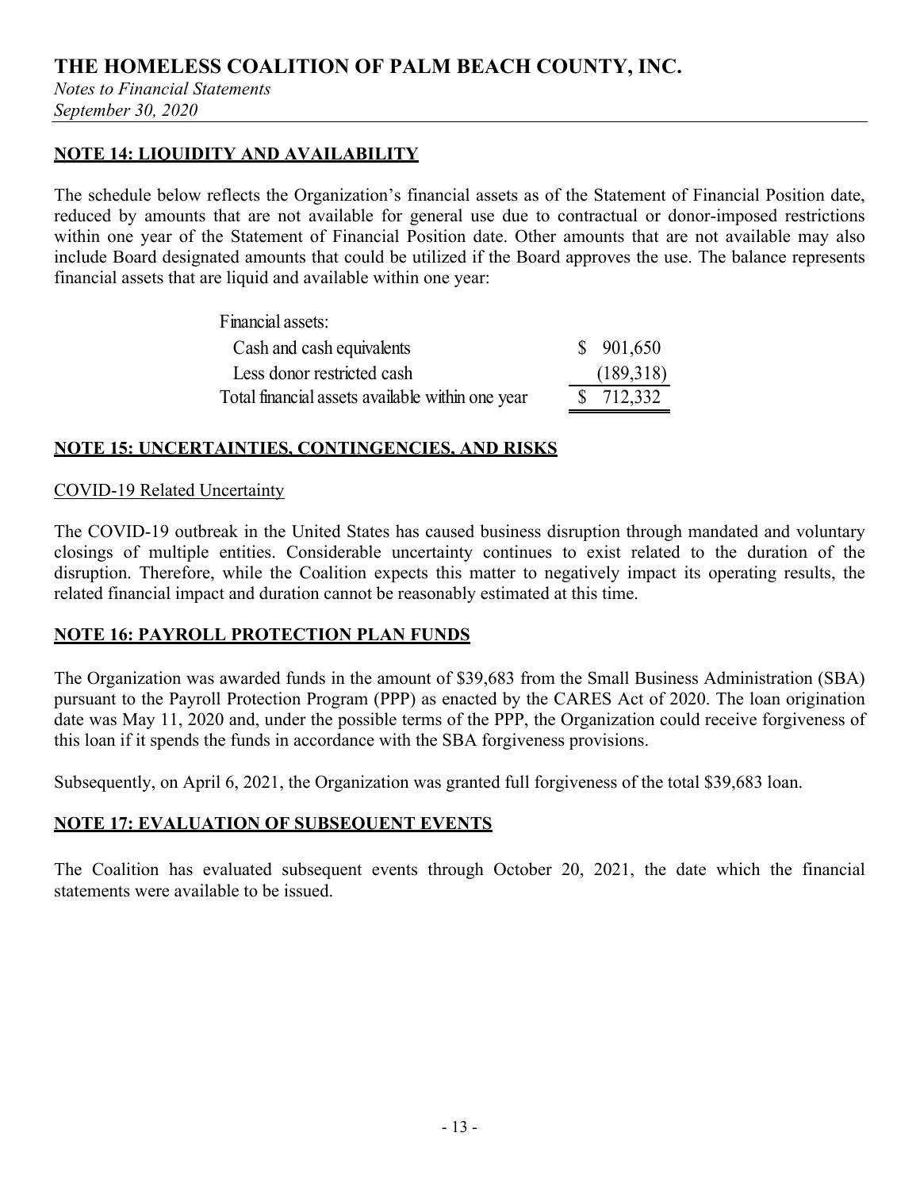# THE HOMELESS COALITION OF PALM BEACH COUNTY, INC.

*Notes to Financial Statements*
*September 30, 2020*

## NOTE 14: LIQUIDITY AND AVAILABILITY

The schedule below reflects the Organization's financial assets as of the Statement of Financial Position date, reduced by amounts that are not available for general use due to contractual or donor-imposed restrictions within one year of the Statement of Financial Position date. Other amounts that are not available may also include Board designated amounts that could be utilized if the Board approves the use. The balance represents financial assets that are liquid and available within one year:

| | |
|---|---|
| Financial assets: | |
| Cash and cash equivalents | $ 901,650 |
| Less donor restricted cash | (189,318) |
| Total financial assets available within one year | $ 712,332 |

## NOTE 15: UNCERTAINTIES, CONTINGENCIES, AND RISKS

COVID-19 Related Uncertainty

The COVID-19 outbreak in the United States has caused business disruption through mandated and voluntary closings of multiple entities. Considerable uncertainty continues to exist related to the duration of the disruption. Therefore, while the Coalition expects this matter to negatively impact its operating results, the related financial impact and duration cannot be reasonably estimated at this time.

## NOTE 16: PAYROLL PROTECTION PLAN FUNDS

The Organization was awarded funds in the amount of $39,683 from the Small Business Administration (SBA) pursuant to the Payroll Protection Program (PPP) as enacted by the CARES Act of 2020. The loan origination date was May 11, 2020 and, under the possible terms of the PPP, the Organization could receive forgiveness of this loan if it spends the funds in accordance with the SBA forgiveness provisions.

Subsequently, on April 6, 2021, the Organization was granted full forgiveness of the total $39,683 loan.

## NOTE 17: EVALUATION OF SUBSEQUENT EVENTS

The Coalition has evaluated subsequent events through October 20, 2021, the date which the financial statements were available to be issued.